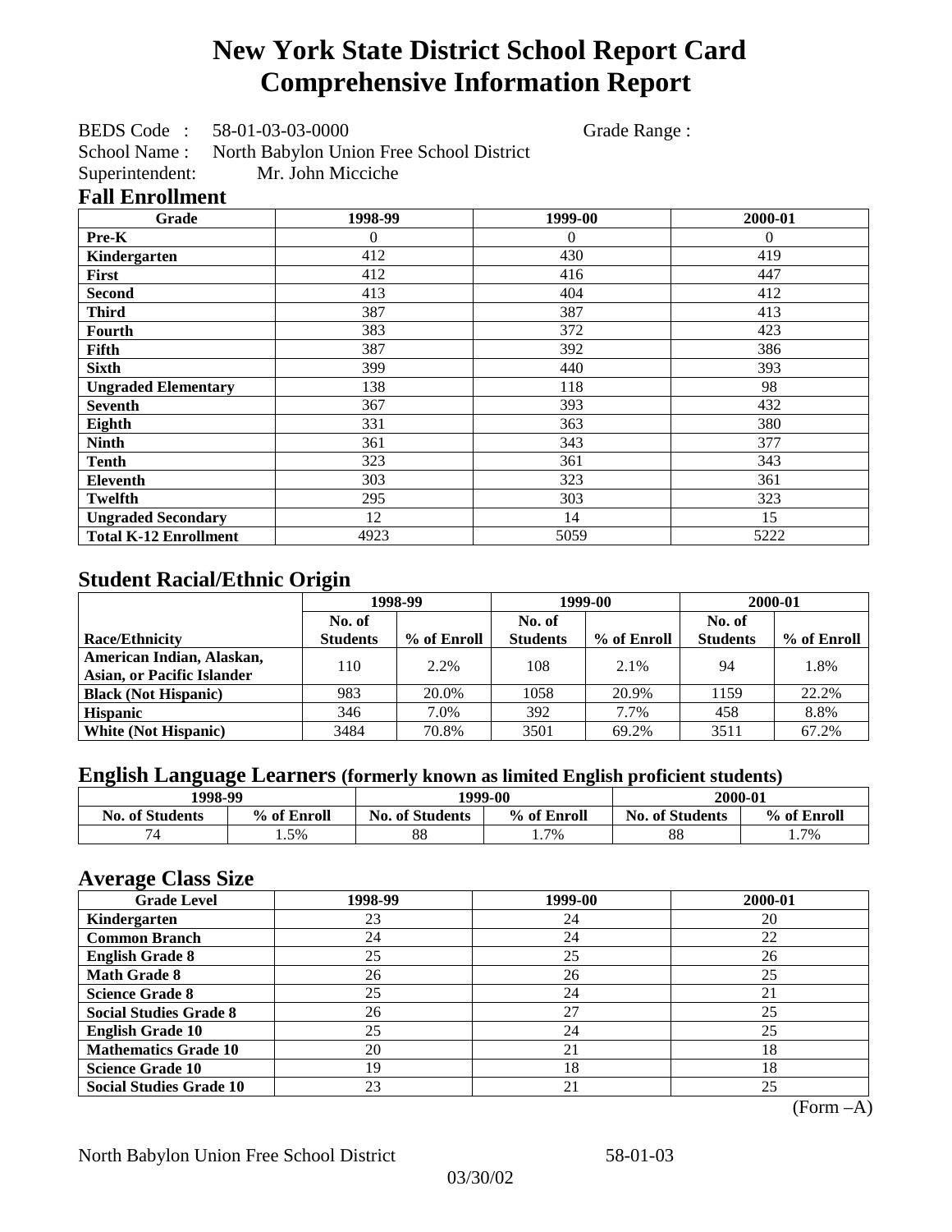# New York State District School Report Card
# Comprehensive Information Report

BEDS Code : 58-01-03-03-0000 Grade Range :

School Name : North Babylon Union Free School District

Superintendent: Mr. John Micciche

## Fall Enrollment

| Grade | 1998-99 | 1999-00 | 2000-01 |
|---|---|---|---|
| **Pre-K** | 0 | 0 | 0 |
| **Kindergarten** | 412 | 430 | 419 |
| **First** | 412 | 416 | 447 |
| **Second** | 413 | 404 | 412 |
| **Third** | 387 | 387 | 413 |
| **Fourth** | 383 | 372 | 423 |
| **Fifth** | 387 | 392 | 386 |
| **Sixth** | 399 | 440 | 393 |
| **Ungraded Elementary** | 138 | 118 | 98 |
| **Seventh** | 367 | 393 | 432 |
| **Eighth** | 331 | 363 | 380 |
| **Ninth** | 361 | 343 | 377 |
| **Tenth** | 323 | 361 | 343 |
| **Eleventh** | 303 | 323 | 361 |
| **Twelfth** | 295 | 303 | 323 |
| **Ungraded Secondary** | 12 | 14 | 15 |
| **Total K-12 Enrollment** | 4923 | 5059 | 5222 |

## Student Racial/Ethnic Origin

| | 1998-99 | | 1999-00 | | 2000-01 | |
|---|---|---|---|---|---|---|
| **Race/Ethnicity** | **No. of Students** | **% of Enroll** | **No. of Students** | **% of Enroll** | **No. of Students** | **% of Enroll** |
| **American Indian, Alaskan, Asian, or Pacific Islander** | 110 | 2.2% | 108 | 2.1% | 94 | 1.8% |
| **Black (Not Hispanic)** | 983 | 20.0% | 1058 | 20.9% | 1159 | 22.2% |
| **Hispanic** | 346 | 7.0% | 392 | 7.7% | 458 | 8.8% |
| **White (Not Hispanic)** | 3484 | 70.8% | 3501 | 69.2% | 3511 | 67.2% |

## English Language Learners (formerly known as limited English proficient students)

| 1998-99 | | 1999-00 | | 2000-01 | |
|---|---|---|---|---|---|
| **No. of Students** | **% of Enroll** | **No. of Students** | **% of Enroll** | **No. of Students** | **% of Enroll** |
| 74 | 1.5% | 88 | 1.7% | 88 | 1.7% |

## Average Class Size

| Grade Level | 1998-99 | 1999-00 | 2000-01 |
|---|---|---|---|
| **Kindergarten** | 23 | 24 | 20 |
| **Common Branch** | 24 | 24 | 22 |
| **English Grade 8** | 25 | 25 | 26 |
| **Math Grade 8** | 26 | 26 | 25 |
| **Science Grade 8** | 25 | 24 | 21 |
| **Social Studies Grade 8** | 26 | 27 | 25 |
| **English Grade 10** | 25 | 24 | 25 |
| **Mathematics Grade 10** | 20 | 21 | 18 |
| **Science Grade 10** | 19 | 18 | 18 |
| **Social Studies Grade 10** | 23 | 21 | 25 |

(Form –A)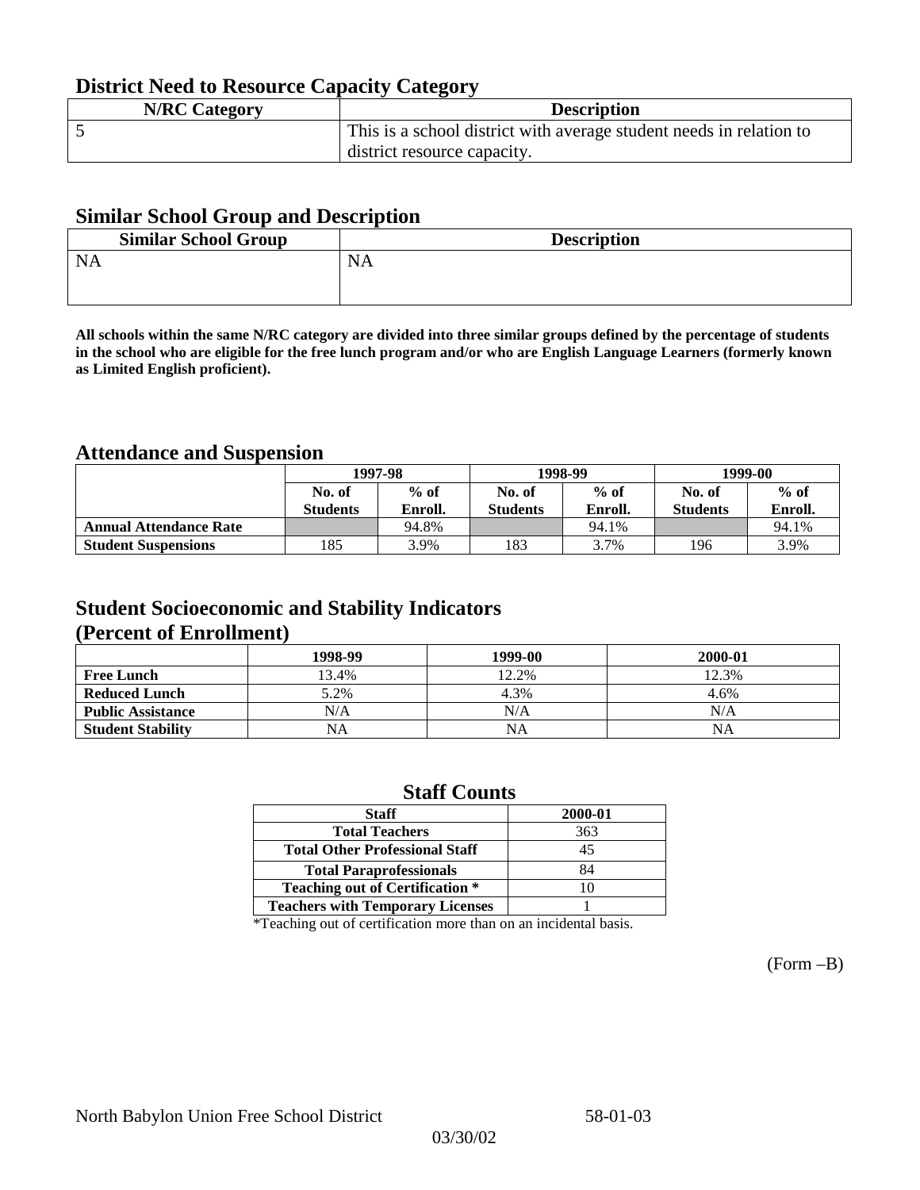## District Need to Resource Capacity Category

| N/RC Category | Description |
|---|---|
| 5 | This is a school district with average student needs in relation to district resource capacity. |

## Similar School Group and Description

| Similar School Group | Description |
|---|---|
| NA | NA |

**All schools within the same N/RC category are divided into three similar groups defined by the percentage of students in the school who are eligible for the free lunch program and/or who are English Language Learners (formerly known as Limited English proficient).**

## Attendance and Suspension

| | 1997-98 | | 1998-99 | | 1999-00 | |
|---|---|---|---|---|---|---|
| | No. of Students | % of Enroll. | No. of Students | % of Enroll. | No. of Students | % of Enroll. |
| **Annual Attendance Rate** | | 94.8% | | 94.1% | | 94.1% |
| **Student Suspensions** | 185 | 3.9% | 183 | 3.7% | 196 | 3.9% |

## Student Socioeconomic and Stability Indicators (Percent of Enrollment)

| | 1998-99 | 1999-00 | 2000-01 |
|---|---|---|---|
| **Free Lunch** | 13.4% | 12.2% | 12.3% |
| **Reduced Lunch** | 5.2% | 4.3% | 4.6% |
| **Public Assistance** | N/A | N/A | N/A |
| **Student Stability** | NA | NA | NA |

## Staff Counts

| Staff | 2000-01 |
|---|---|
| Total Teachers | 363 |
| Total Other Professional Staff | 45 |
| Total Paraprofessionals | 84 |
| Teaching out of Certification * | 10 |
| Teachers with Temporary Licenses | 1 |

*Teaching out of certification more than on an incidental basis.

(Form –B)

North Babylon Union Free School District 58-01-03

03/30/02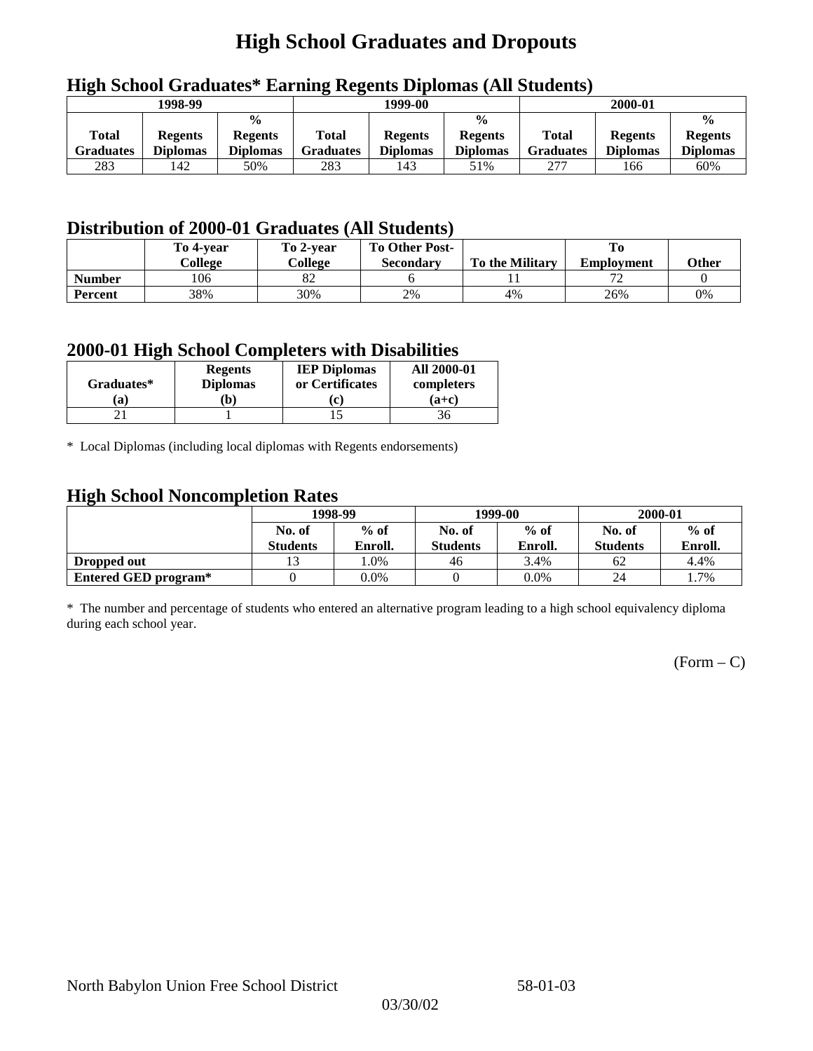# High School Graduates and Dropouts

## High School Graduates* Earning Regents Diplomas (All Students)

| 1998-99 | | | 1999-00 | | | 2000-01 | | |
|---|---|---|---|---|---|---|---|---|
| Total Graduates | Regents Diplomas | % Regents Diplomas | Total Graduates | Regents Diplomas | % Regents Diplomas | Total Graduates | Regents Diplomas | % Regents Diplomas |
| 283 | 142 | 50% | 283 | 143 | 51% | 277 | 166 | 60% |

## Distribution of 2000-01 Graduates (All Students)

| | To 4-year College | To 2-year College | To Other Post-Secondary | To the Military | To Employment | Other |
|---|---|---|---|---|---|---|
| **Number** | 106 | 82 | 6 | 11 | 72 | 0 |
| **Percent** | 38% | 30% | 2% | 4% | 26% | 0% |

## 2000-01 High School Completers with Disabilities

| Graduates* (a) | Regents Diplomas (b) | IEP Diplomas or Certificates (c) | All 2000-01 completers (a+c) |
|---|---|---|---|
| 21 | 1 | 15 | 36 |

\* Local Diplomas (including local diplomas with Regents endorsements)

## High School Noncompletion Rates

| | 1998-99 | | 1999-00 | | 2000-01 | |
|---|---|---|---|---|---|---|
| | No. of Students | % of Enroll. | No. of Students | % of Enroll. | No. of Students | % of Enroll. |
| **Dropped out** | 13 | 1.0% | 46 | 3.4% | 62 | 4.4% |
| **Entered GED program*** | 0 | 0.0% | 0 | 0.0% | 24 | 1.7% |

\* The number and percentage of students who entered an alternative program leading to a high school equivalency diploma during each school year.

(Form – C)

North Babylon Union Free School District 58-01-03

03/30/02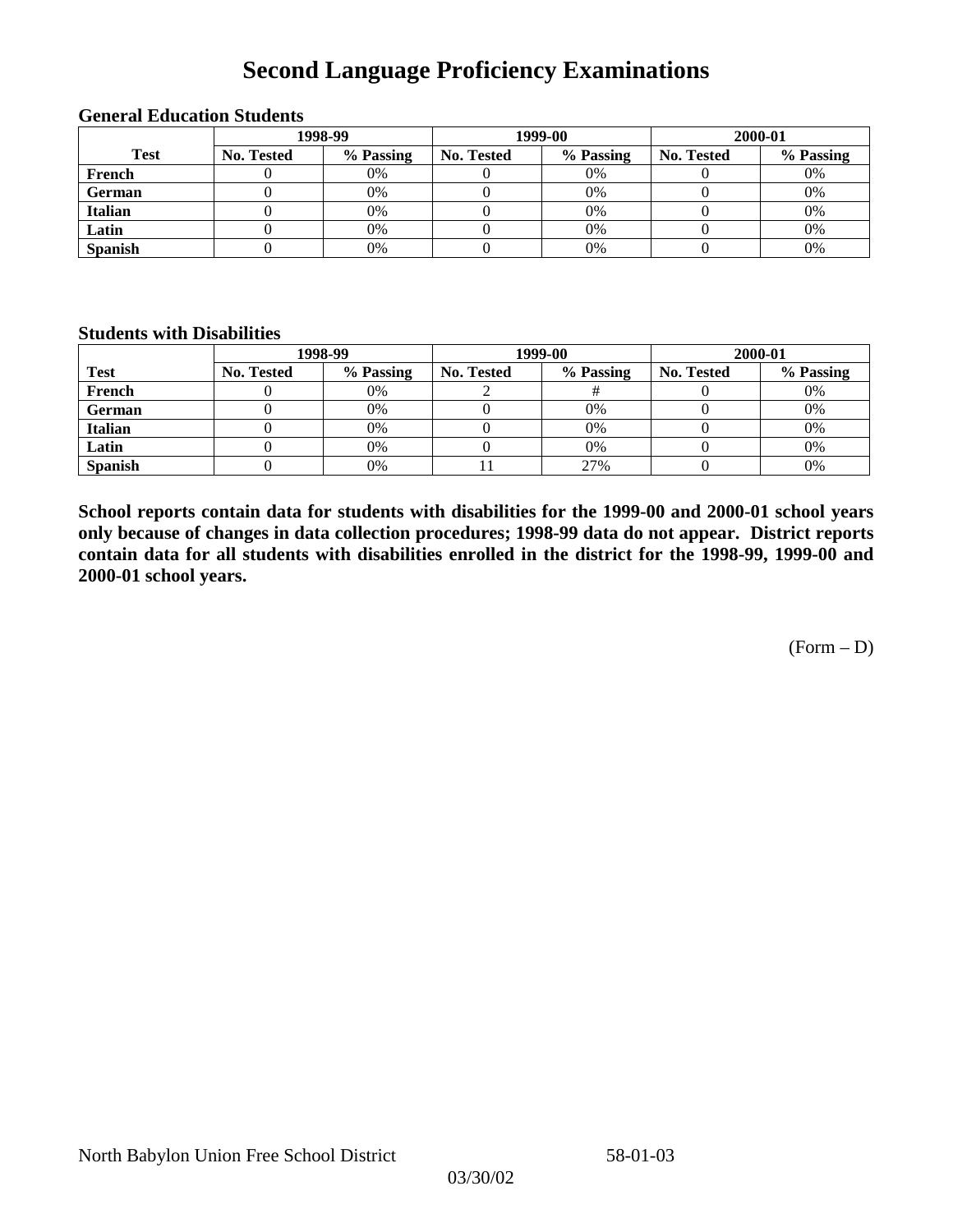# Second Language Proficiency Examinations

### General Education Students

| Test | 1998-99 | | 1999-00 | | 2000-01 | |
|---|---|---|---|---|---|---|
| | No. Tested | % Passing | No. Tested | % Passing | No. Tested | % Passing |
| French | 0 | 0% | 0 | 0% | 0 | 0% |
| German | 0 | 0% | 0 | 0% | 0 | 0% |
| Italian | 0 | 0% | 0 | 0% | 0 | 0% |
| Latin | 0 | 0% | 0 | 0% | 0 | 0% |
| Spanish | 0 | 0% | 0 | 0% | 0 | 0% |

### Students with Disabilities

| Test | 1998-99 | | 1999-00 | | 2000-01 | |
|---|---|---|---|---|---|---|
| | No. Tested | % Passing | No. Tested | % Passing | No. Tested | % Passing |
| French | 0 | 0% | 2 | # | 0 | 0% |
| German | 0 | 0% | 0 | 0% | 0 | 0% |
| Italian | 0 | 0% | 0 | 0% | 0 | 0% |
| Latin | 0 | 0% | 0 | 0% | 0 | 0% |
| Spanish | 0 | 0% | 11 | 27% | 0 | 0% |

**School reports contain data for students with disabilities for the 1999-00 and 2000-01 school years only because of changes in data collection procedures; 1998-99 data do not appear. District reports contain data for all students with disabilities enrolled in the district for the 1998-99, 1999-00 and 2000-01 school years.**

(Form – D)

North Babylon Union Free School District 58-01-03

03/30/02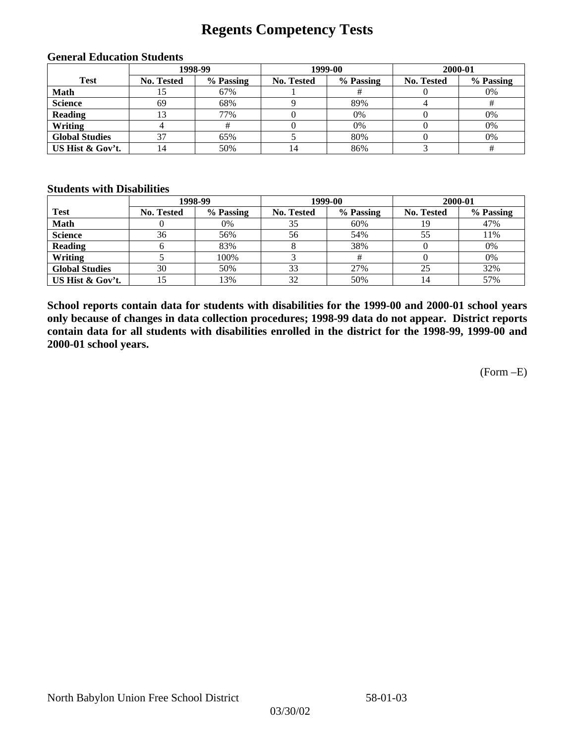# Regents Competency Tests

### General Education Students

| Test | 1998-99 | | 1999-00 | | 2000-01 | |
|---|---|---|---|---|---|---|
| | No. Tested | % Passing | No. Tested | % Passing | No. Tested | % Passing |
| Math | 15 | 67% | 1 | # | 0 | 0% |
| Science | 69 | 68% | 9 | 89% | 4 | # |
| Reading | 13 | 77% | 0 | 0% | 0 | 0% |
| Writing | 4 | # | 0 | 0% | 0 | 0% |
| Global Studies | 37 | 65% | 5 | 80% | 0 | 0% |
| US Hist & Gov't. | 14 | 50% | 14 | 86% | 3 | # |

### Students with Disabilities

| Test | 1998-99 | | 1999-00 | | 2000-01 | |
|---|---|---|---|---|---|---|
| | No. Tested | % Passing | No. Tested | % Passing | No. Tested | % Passing |
| Math | 0 | 0% | 35 | 60% | 19 | 47% |
| Science | 36 | 56% | 56 | 54% | 55 | 11% |
| Reading | 6 | 83% | 8 | 38% | 0 | 0% |
| Writing | 5 | 100% | 3 | # | 0 | 0% |
| Global Studies | 30 | 50% | 33 | 27% | 25 | 32% |
| US Hist & Gov't. | 15 | 13% | 32 | 50% | 14 | 57% |

**School reports contain data for students with disabilities for the 1999-00 and 2000-01 school years only because of changes in data collection procedures; 1998-99 data do not appear. District reports contain data for all students with disabilities enrolled in the district for the 1998-99, 1999-00 and 2000-01 school years.**

(Form –E)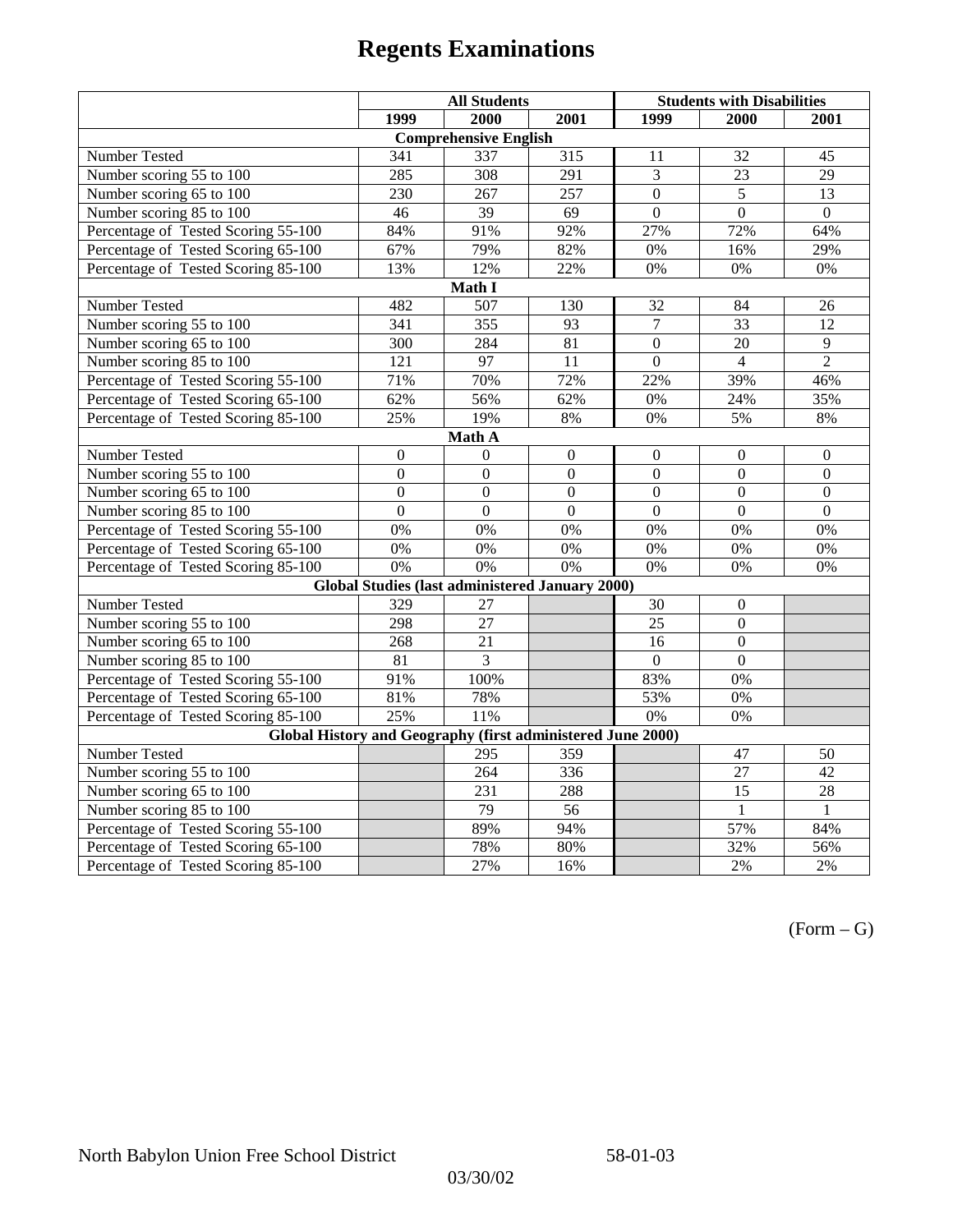# Regents Examinations

| | All Students | | | Students with Disabilities | | |
|---|---|---|---|---|---|---|
| | 1999 | 2000 | 2001 | 1999 | 2000 | 2001 |
| **Comprehensive English** | | | | | | |
| Number Tested | 341 | 337 | 315 | 11 | 32 | 45 |
| Number scoring 55 to 100 | 285 | 308 | 291 | 3 | 23 | 29 |
| Number scoring 65 to 100 | 230 | 267 | 257 | 0 | 5 | 13 |
| Number scoring 85 to 100 | 46 | 39 | 69 | 0 | 0 | 0 |
| Percentage of Tested Scoring 55-100 | 84% | 91% | 92% | 27% | 72% | 64% |
| Percentage of Tested Scoring 65-100 | 67% | 79% | 82% | 0% | 16% | 29% |
| Percentage of Tested Scoring 85-100 | 13% | 12% | 22% | 0% | 0% | 0% |
| **Math I** | | | | | | |
| Number Tested | 482 | 507 | 130 | 32 | 84 | 26 |
| Number scoring 55 to 100 | 341 | 355 | 93 | 7 | 33 | 12 |
| Number scoring 65 to 100 | 300 | 284 | 81 | 0 | 20 | 9 |
| Number scoring 85 to 100 | 121 | 97 | 11 | 0 | 4 | 2 |
| Percentage of Tested Scoring 55-100 | 71% | 70% | 72% | 22% | 39% | 46% |
| Percentage of Tested Scoring 65-100 | 62% | 56% | 62% | 0% | 24% | 35% |
| Percentage of Tested Scoring 85-100 | 25% | 19% | 8% | 0% | 5% | 8% |
| **Math A** | | | | | | |
| Number Tested | 0 | 0 | 0 | 0 | 0 | 0 |
| Number scoring 55 to 100 | 0 | 0 | 0 | 0 | 0 | 0 |
| Number scoring 65 to 100 | 0 | 0 | 0 | 0 | 0 | 0 |
| Number scoring 85 to 100 | 0 | 0 | 0 | 0 | 0 | 0 |
| Percentage of Tested Scoring 55-100 | 0% | 0% | 0% | 0% | 0% | 0% |
| Percentage of Tested Scoring 65-100 | 0% | 0% | 0% | 0% | 0% | 0% |
| Percentage of Tested Scoring 85-100 | 0% | 0% | 0% | 0% | 0% | 0% |
| **Global Studies (last administered January 2000)** | | | | | | |
| Number Tested | 329 | 27 | | 30 | 0 | |
| Number scoring 55 to 100 | 298 | 27 | | 25 | 0 | |
| Number scoring 65 to 100 | 268 | 21 | | 16 | 0 | |
| Number scoring 85 to 100 | 81 | 3 | | 0 | 0 | |
| Percentage of Tested Scoring 55-100 | 91% | 100% | | 83% | 0% | |
| Percentage of Tested Scoring 65-100 | 81% | 78% | | 53% | 0% | |
| Percentage of Tested Scoring 85-100 | 25% | 11% | | 0% | 0% | |
| **Global History and Geography (first administered June 2000)** | | | | | | |
| Number Tested | | 295 | 359 | | 47 | 50 |
| Number scoring 55 to 100 | | 264 | 336 | | 27 | 42 |
| Number scoring 65 to 100 | | 231 | 288 | | 15 | 28 |
| Number scoring 85 to 100 | | 79 | 56 | | 1 | 1 |
| Percentage of Tested Scoring 55-100 | | 89% | 94% | | 57% | 84% |
| Percentage of Tested Scoring 65-100 | | 78% | 80% | | 32% | 56% |
| Percentage of Tested Scoring 85-100 | | 27% | 16% | | 2% | 2% |

(Form – G)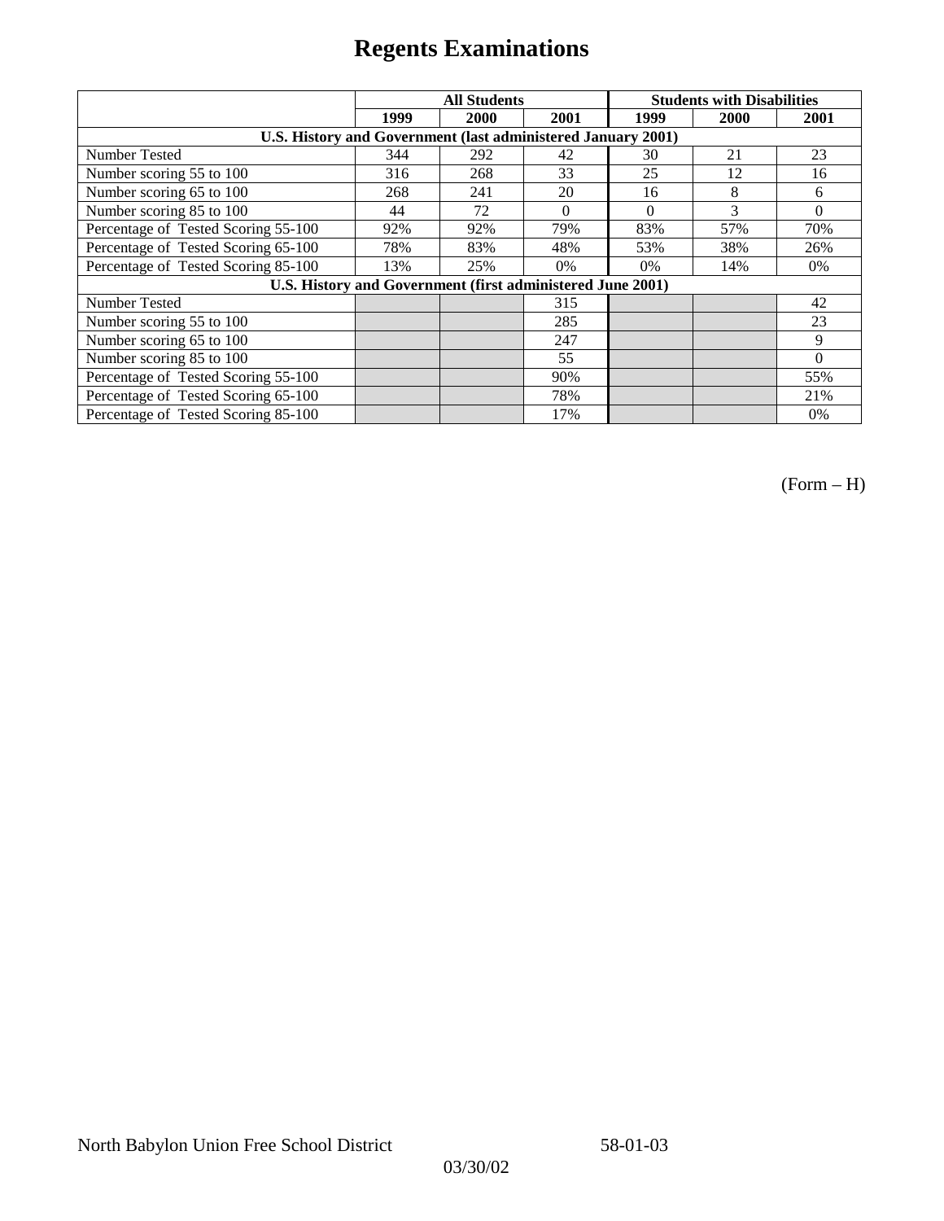# Regents Examinations

| | All Students | | | Students with Disabilities | | |
|---|---|---|---|---|---|---|
| | 1999 | 2000 | 2001 | 1999 | 2000 | 2001 |
| **U.S. History and Government (last administered January 2001)** | | | | | | |
| Number Tested | 344 | 292 | 42 | 30 | 21 | 23 |
| Number scoring 55 to 100 | 316 | 268 | 33 | 25 | 12 | 16 |
| Number scoring 65 to 100 | 268 | 241 | 20 | 16 | 8 | 6 |
| Number scoring 85 to 100 | 44 | 72 | 0 | 0 | 3 | 0 |
| Percentage of Tested Scoring 55-100 | 92% | 92% | 79% | 83% | 57% | 70% |
| Percentage of Tested Scoring 65-100 | 78% | 83% | 48% | 53% | 38% | 26% |
| Percentage of Tested Scoring 85-100 | 13% | 25% | 0% | 0% | 14% | 0% |
| **U.S. History and Government (first administered June 2001)** | | | | | | |
| Number Tested | | | 315 | | | 42 |
| Number scoring 55 to 100 | | | 285 | | | 23 |
| Number scoring 65 to 100 | | | 247 | | | 9 |
| Number scoring 85 to 100 | | | 55 | | | 0 |
| Percentage of Tested Scoring 55-100 | | | 90% | | | 55% |
| Percentage of Tested Scoring 65-100 | | | 78% | | | 21% |
| Percentage of Tested Scoring 85-100 | | | 17% | | | 0% |

(Form – H)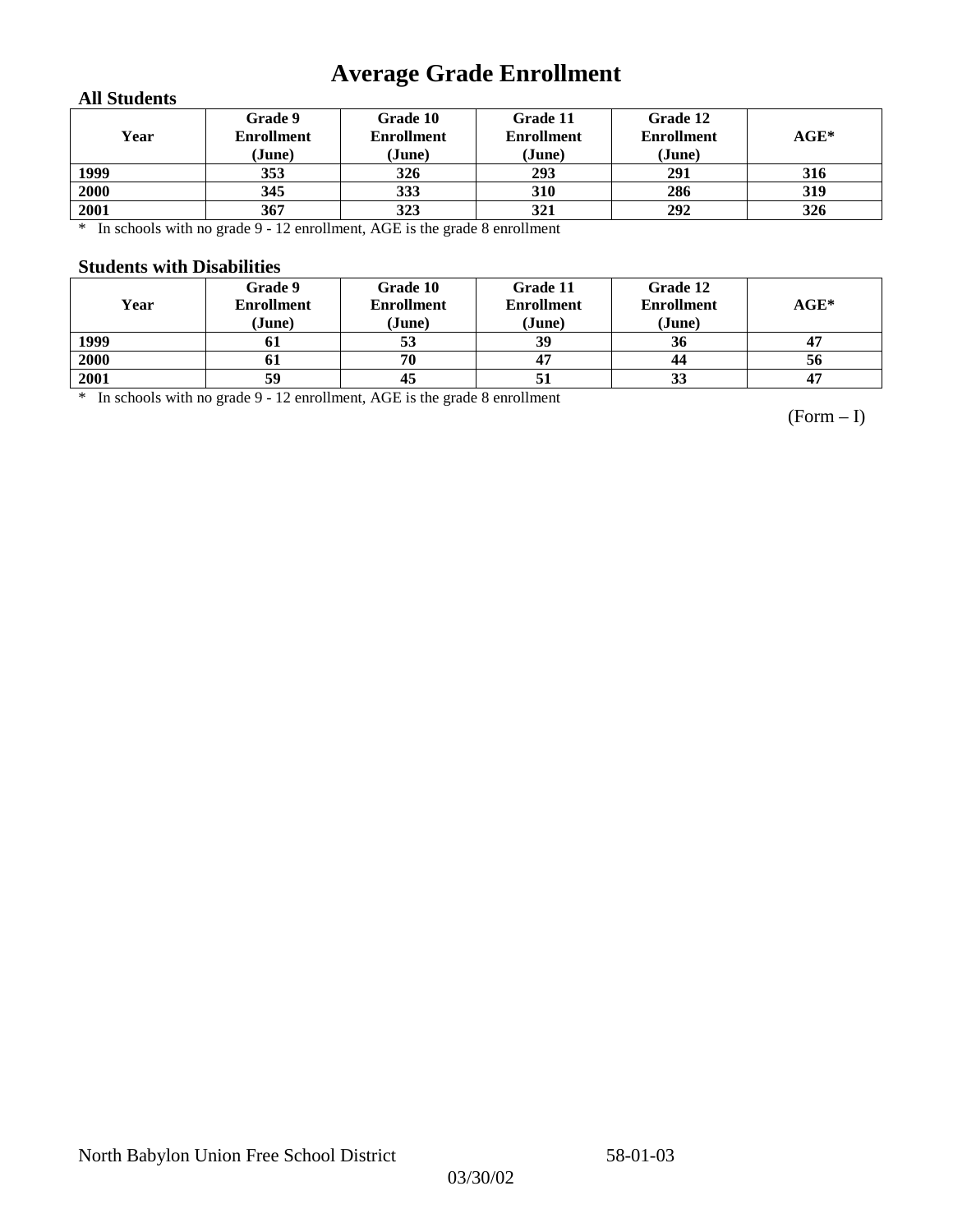# Average Grade Enrollment

### All Students

| Year | Grade 9 Enrollment (June) | Grade 10 Enrollment (June) | Grade 11 Enrollment (June) | Grade 12 Enrollment (June) | AGE* |
|---|---|---|---|---|---|
| 1999 | 353 | 326 | 293 | 291 | 316 |
| 2000 | 345 | 333 | 310 | 286 | 319 |
| 2001 | 367 | 323 | 321 | 292 | 326 |

* In schools with no grade 9 - 12 enrollment, AGE is the grade 8 enrollment

### Students with Disabilities

| Year | Grade 9 Enrollment (June) | Grade 10 Enrollment (June) | Grade 11 Enrollment (June) | Grade 12 Enrollment (June) | AGE* |
|---|---|---|---|---|---|
| 1999 | 61 | 53 | 39 | 36 | 47 |
| 2000 | 61 | 70 | 47 | 44 | 56 |
| 2001 | 59 | 45 | 51 | 33 | 47 |

* In schools with no grade 9 - 12 enrollment, AGE is the grade 8 enrollment

(Form – I)

North Babylon Union Free School District 58-01-03

03/30/02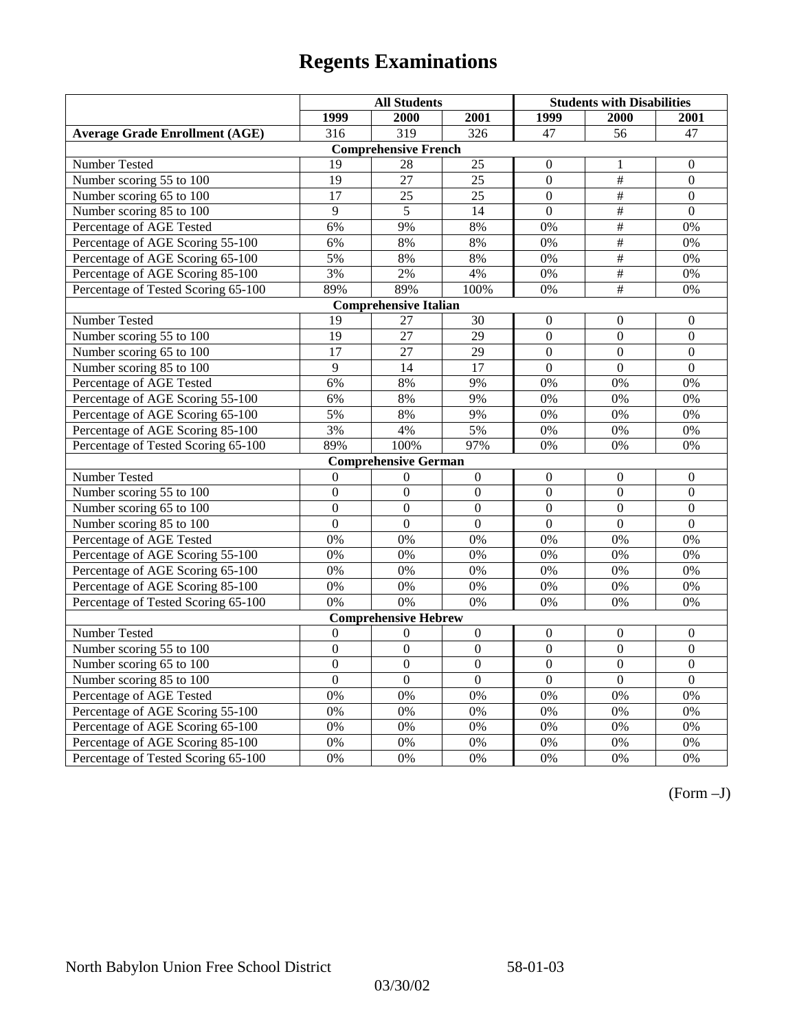# Regents Examinations

| | All Students | | | Students with Disabilities | | |
|---|---|---|---|---|---|---|
| | 1999 | 2000 | 2001 | 1999 | 2000 | 2001 |
| **Average Grade Enrollment (AGE)** | 316 | 319 | 326 | 47 | 56 | 47 |
| **Comprehensive French** | | | | | | |
| Number Tested | 19 | 28 | 25 | 0 | 1 | 0 |
| Number scoring 55 to 100 | 19 | 27 | 25 | 0 | # | 0 |
| Number scoring 65 to 100 | 17 | 25 | 25 | 0 | # | 0 |
| Number scoring 85 to 100 | 9 | 5 | 14 | 0 | # | 0 |
| Percentage of AGE Tested | 6% | 9% | 8% | 0% | # | 0% |
| Percentage of AGE Scoring 55-100 | 6% | 8% | 8% | 0% | # | 0% |
| Percentage of AGE Scoring 65-100 | 5% | 8% | 8% | 0% | # | 0% |
| Percentage of AGE Scoring 85-100 | 3% | 2% | 4% | 0% | # | 0% |
| Percentage of Tested Scoring 65-100 | 89% | 89% | 100% | 0% | # | 0% |
| **Comprehensive Italian** | | | | | | |
| Number Tested | 19 | 27 | 30 | 0 | 0 | 0 |
| Number scoring 55 to 100 | 19 | 27 | 29 | 0 | 0 | 0 |
| Number scoring 65 to 100 | 17 | 27 | 29 | 0 | 0 | 0 |
| Number scoring 85 to 100 | 9 | 14 | 17 | 0 | 0 | 0 |
| Percentage of AGE Tested | 6% | 8% | 9% | 0% | 0% | 0% |
| Percentage of AGE Scoring 55-100 | 6% | 8% | 9% | 0% | 0% | 0% |
| Percentage of AGE Scoring 65-100 | 5% | 8% | 9% | 0% | 0% | 0% |
| Percentage of AGE Scoring 85-100 | 3% | 4% | 5% | 0% | 0% | 0% |
| Percentage of Tested Scoring 65-100 | 89% | 100% | 97% | 0% | 0% | 0% |
| **Comprehensive German** | | | | | | |
| Number Tested | 0 | 0 | 0 | 0 | 0 | 0 |
| Number scoring 55 to 100 | 0 | 0 | 0 | 0 | 0 | 0 |
| Number scoring 65 to 100 | 0 | 0 | 0 | 0 | 0 | 0 |
| Number scoring 85 to 100 | 0 | 0 | 0 | 0 | 0 | 0 |
| Percentage of AGE Tested | 0% | 0% | 0% | 0% | 0% | 0% |
| Percentage of AGE Scoring 55-100 | 0% | 0% | 0% | 0% | 0% | 0% |
| Percentage of AGE Scoring 65-100 | 0% | 0% | 0% | 0% | 0% | 0% |
| Percentage of AGE Scoring 85-100 | 0% | 0% | 0% | 0% | 0% | 0% |
| Percentage of Tested Scoring 65-100 | 0% | 0% | 0% | 0% | 0% | 0% |
| **Comprehensive Hebrew** | | | | | | |
| Number Tested | 0 | 0 | 0 | 0 | 0 | 0 |
| Number scoring 55 to 100 | 0 | 0 | 0 | 0 | 0 | 0 |
| Number scoring 65 to 100 | 0 | 0 | 0 | 0 | 0 | 0 |
| Number scoring 85 to 100 | 0 | 0 | 0 | 0 | 0 | 0 |
| Percentage of AGE Tested | 0% | 0% | 0% | 0% | 0% | 0% |
| Percentage of AGE Scoring 55-100 | 0% | 0% | 0% | 0% | 0% | 0% |
| Percentage of AGE Scoring 65-100 | 0% | 0% | 0% | 0% | 0% | 0% |
| Percentage of AGE Scoring 85-100 | 0% | 0% | 0% | 0% | 0% | 0% |
| Percentage of Tested Scoring 65-100 | 0% | 0% | 0% | 0% | 0% | 0% |

(Form –J)

North Babylon Union Free School District 58-01-03

03/30/02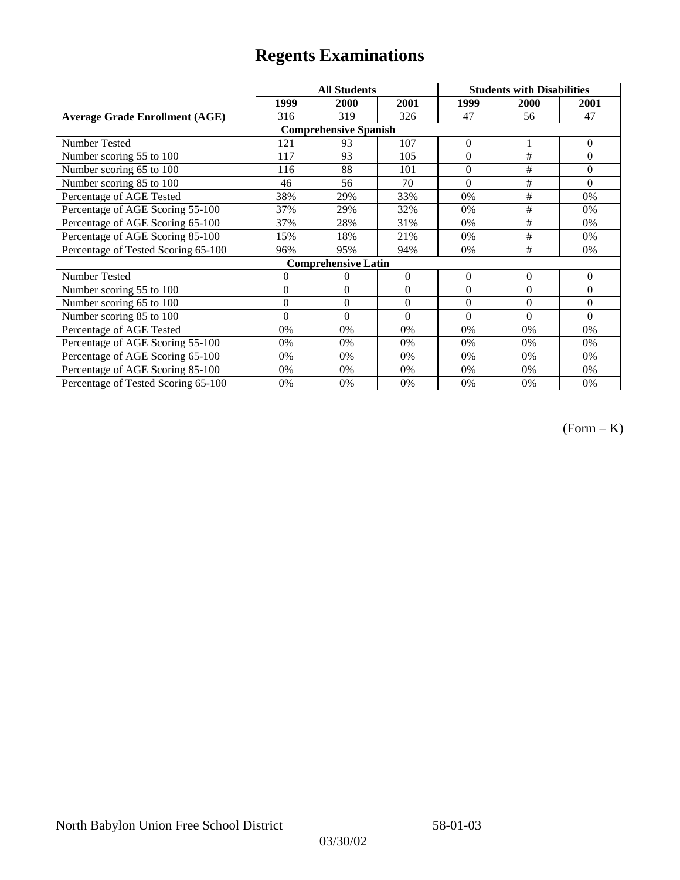# Regents Examinations

| | All Students | | | Students with Disabilities | | |
|---|---|---|---|---|---|---|
| | 1999 | 2000 | 2001 | 1999 | 2000 | 2001 |
| **Average Grade Enrollment (AGE)** | 316 | 319 | 326 | 47 | 56 | 47 |
| **Comprehensive Spanish** | | | | | | |
| Number Tested | 121 | 93 | 107 | 0 | 1 | 0 |
| Number scoring 55 to 100 | 117 | 93 | 105 | 0 | # | 0 |
| Number scoring 65 to 100 | 116 | 88 | 101 | 0 | # | 0 |
| Number scoring 85 to 100 | 46 | 56 | 70 | 0 | # | 0 |
| Percentage of AGE Tested | 38% | 29% | 33% | 0% | # | 0% |
| Percentage of AGE Scoring 55-100 | 37% | 29% | 32% | 0% | # | 0% |
| Percentage of AGE Scoring 65-100 | 37% | 28% | 31% | 0% | # | 0% |
| Percentage of AGE Scoring 85-100 | 15% | 18% | 21% | 0% | # | 0% |
| Percentage of Tested Scoring 65-100 | 96% | 95% | 94% | 0% | # | 0% |
| **Comprehensive Latin** | | | | | | |
| Number Tested | 0 | 0 | 0 | 0 | 0 | 0 |
| Number scoring 55 to 100 | 0 | 0 | 0 | 0 | 0 | 0 |
| Number scoring 65 to 100 | 0 | 0 | 0 | 0 | 0 | 0 |
| Number scoring 85 to 100 | 0 | 0 | 0 | 0 | 0 | 0 |
| Percentage of AGE Tested | 0% | 0% | 0% | 0% | 0% | 0% |
| Percentage of AGE Scoring 55-100 | 0% | 0% | 0% | 0% | 0% | 0% |
| Percentage of AGE Scoring 65-100 | 0% | 0% | 0% | 0% | 0% | 0% |
| Percentage of AGE Scoring 85-100 | 0% | 0% | 0% | 0% | 0% | 0% |
| Percentage of Tested Scoring 65-100 | 0% | 0% | 0% | 0% | 0% | 0% |

(Form – K)

North Babylon Union Free School District 58-01-03

03/30/02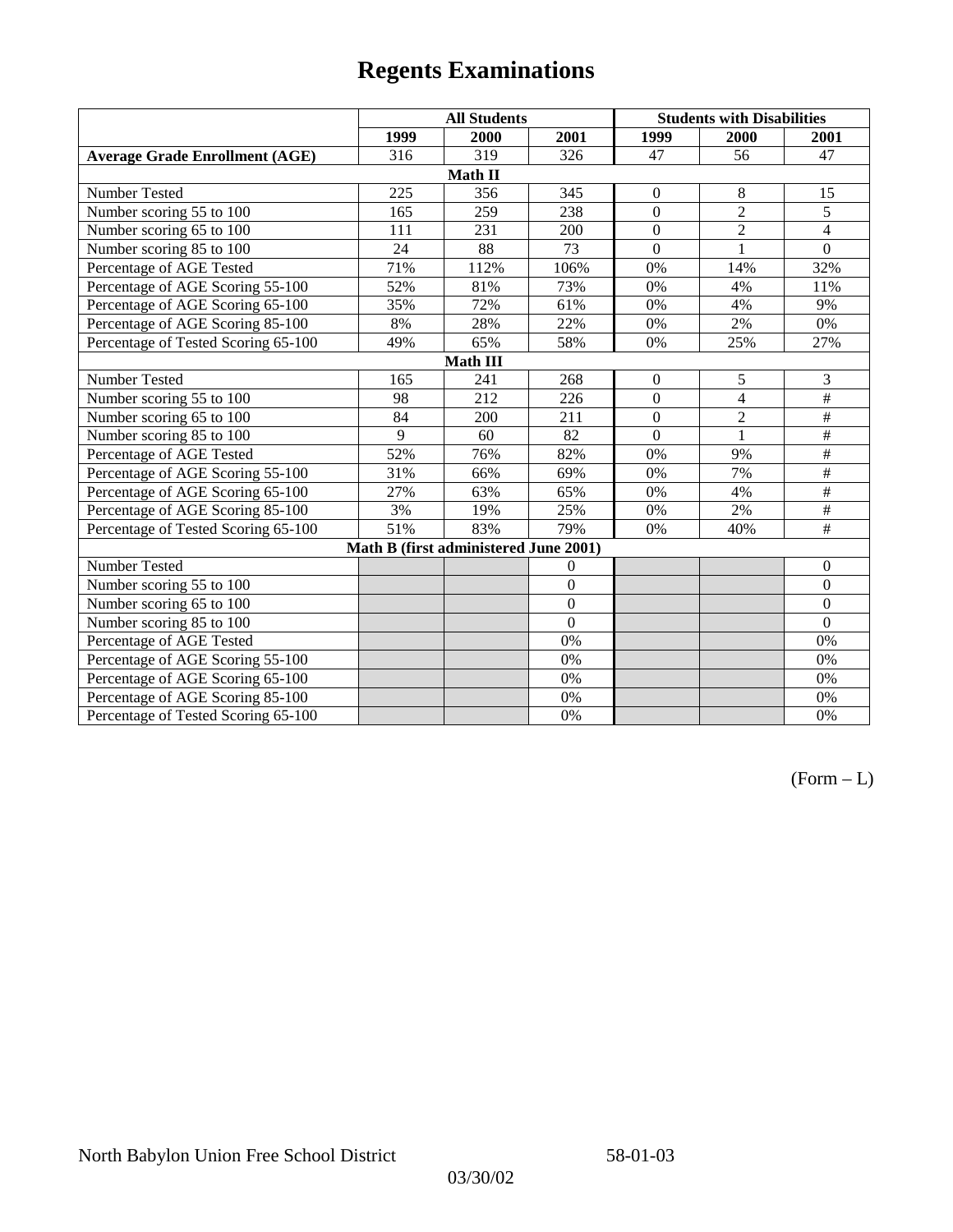# Regents Examinations

| | All Students | | | Students with Disabilities | | |
|---|---|---|---|---|---|---|
| | 1999 | 2000 | 2001 | 1999 | 2000 | 2001 |
| **Average Grade Enrollment (AGE)** | 316 | 319 | 326 | 47 | 56 | 47 |
| **Math II** | | | | | | |
| Number Tested | 225 | 356 | 345 | 0 | 8 | 15 |
| Number scoring 55 to 100 | 165 | 259 | 238 | 0 | 2 | 5 |
| Number scoring 65 to 100 | 111 | 231 | 200 | 0 | 2 | 4 |
| Number scoring 85 to 100 | 24 | 88 | 73 | 0 | 1 | 0 |
| Percentage of AGE Tested | 71% | 112% | 106% | 0% | 14% | 32% |
| Percentage of AGE Scoring 55-100 | 52% | 81% | 73% | 0% | 4% | 11% |
| Percentage of AGE Scoring 65-100 | 35% | 72% | 61% | 0% | 4% | 9% |
| Percentage of AGE Scoring 85-100 | 8% | 28% | 22% | 0% | 2% | 0% |
| Percentage of Tested Scoring 65-100 | 49% | 65% | 58% | 0% | 25% | 27% |
| **Math III** | | | | | | |
| Number Tested | 165 | 241 | 268 | 0 | 5 | 3 |
| Number scoring 55 to 100 | 98 | 212 | 226 | 0 | 4 | # |
| Number scoring 65 to 100 | 84 | 200 | 211 | 0 | 2 | # |
| Number scoring 85 to 100 | 9 | 60 | 82 | 0 | 1 | # |
| Percentage of AGE Tested | 52% | 76% | 82% | 0% | 9% | # |
| Percentage of AGE Scoring 55-100 | 31% | 66% | 69% | 0% | 7% | # |
| Percentage of AGE Scoring 65-100 | 27% | 63% | 65% | 0% | 4% | # |
| Percentage of AGE Scoring 85-100 | 3% | 19% | 25% | 0% | 2% | # |
| Percentage of Tested Scoring 65-100 | 51% | 83% | 79% | 0% | 40% | # |
| **Math B (first administered June 2001)** | | | | | | |
| Number Tested | | | 0 | | | 0 |
| Number scoring 55 to 100 | | | 0 | | | 0 |
| Number scoring 65 to 100 | | | 0 | | | 0 |
| Number scoring 85 to 100 | | | 0 | | | 0 |
| Percentage of AGE Tested | | | 0% | | | 0% |
| Percentage of AGE Scoring 55-100 | | | 0% | | | 0% |
| Percentage of AGE Scoring 65-100 | | | 0% | | | 0% |
| Percentage of AGE Scoring 85-100 | | | 0% | | | 0% |
| Percentage of Tested Scoring 65-100 | | | 0% | | | 0% |

(Form – L)

North Babylon Union Free School District 58-01-03

03/30/02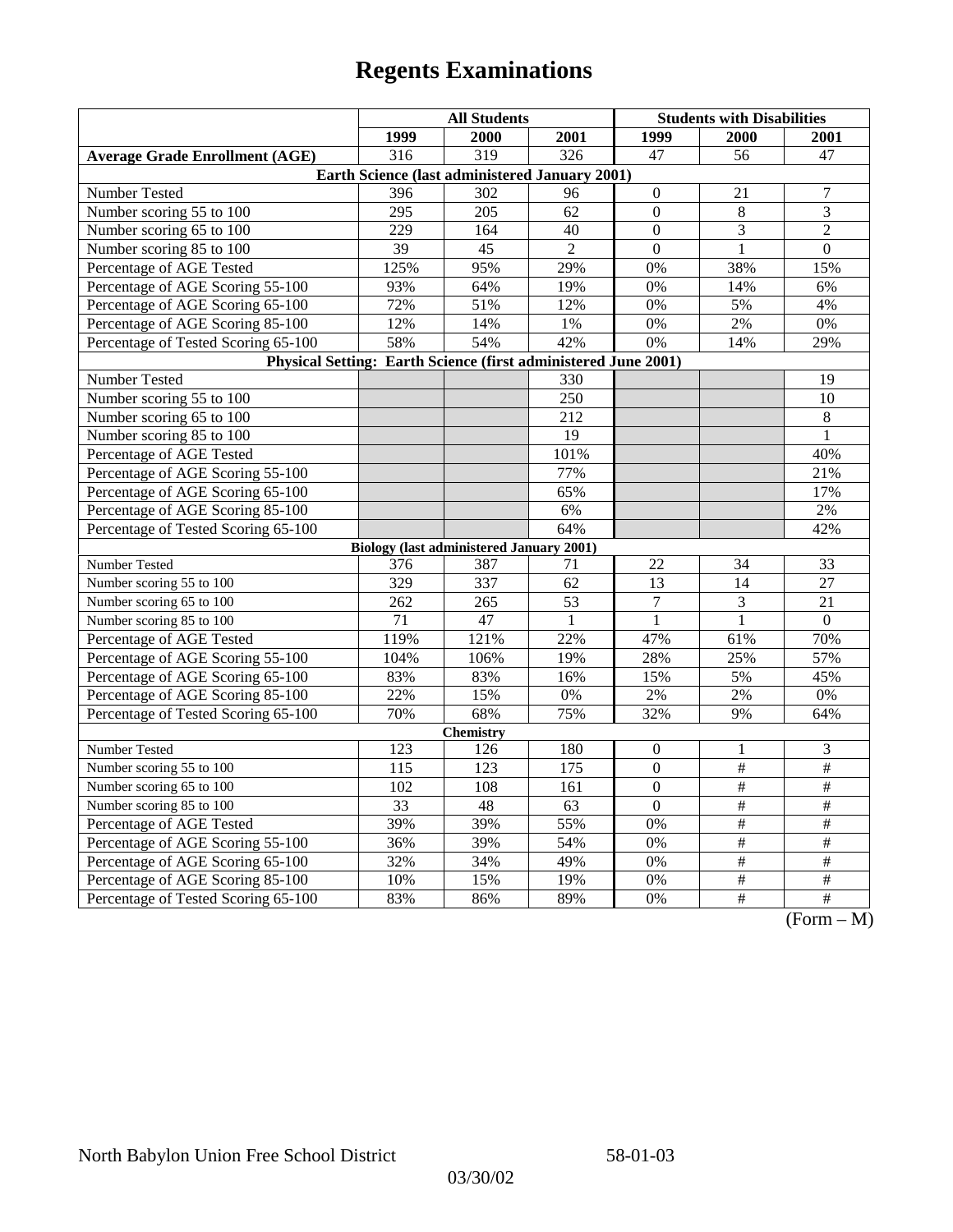# Regents Examinations

| | All Students | | | Students with Disabilities | | |
|---|---|---|---|---|---|---|
| | 1999 | 2000 | 2001 | 1999 | 2000 | 2001 |
| **Average Grade Enrollment (AGE)** | 316 | 319 | 326 | 47 | 56 | 47 |
| **Earth Science (last administered January 2001)** | | | | | | |
| Number Tested | 396 | 302 | 96 | 0 | 21 | 7 |
| Number scoring 55 to 100 | 295 | 205 | 62 | 0 | 8 | 3 |
| Number scoring 65 to 100 | 229 | 164 | 40 | 0 | 3 | 2 |
| Number scoring 85 to 100 | 39 | 45 | 2 | 0 | 1 | 0 |
| Percentage of AGE Tested | 125% | 95% | 29% | 0% | 38% | 15% |
| Percentage of AGE Scoring 55-100 | 93% | 64% | 19% | 0% | 14% | 6% |
| Percentage of AGE Scoring 65-100 | 72% | 51% | 12% | 0% | 5% | 4% |
| Percentage of AGE Scoring 85-100 | 12% | 14% | 1% | 0% | 2% | 0% |
| Percentage of Tested Scoring 65-100 | 58% | 54% | 42% | 0% | 14% | 29% |
| **Physical Setting: Earth Science (first administered June 2001)** | | | | | | |
| Number Tested | | | 330 | | | 19 |
| Number scoring 55 to 100 | | | 250 | | | 10 |
| Number scoring 65 to 100 | | | 212 | | | 8 |
| Number scoring 85 to 100 | | | 19 | | | 1 |
| Percentage of AGE Tested | | | 101% | | | 40% |
| Percentage of AGE Scoring 55-100 | | | 77% | | | 21% |
| Percentage of AGE Scoring 65-100 | | | 65% | | | 17% |
| Percentage of AGE Scoring 85-100 | | | 6% | | | 2% |
| Percentage of Tested Scoring 65-100 | | | 64% | | | 42% |
| **Biology (last administered January 2001)** | | | | | | |
| Number Tested | 376 | 387 | 71 | 22 | 34 | 33 |
| Number scoring 55 to 100 | 329 | 337 | 62 | 13 | 14 | 27 |
| Number scoring 65 to 100 | 262 | 265 | 53 | 7 | 3 | 21 |
| Number scoring 85 to 100 | 71 | 47 | 1 | 1 | 1 | 0 |
| Percentage of AGE Tested | 119% | 121% | 22% | 47% | 61% | 70% |
| Percentage of AGE Scoring 55-100 | 104% | 106% | 19% | 28% | 25% | 57% |
| Percentage of AGE Scoring 65-100 | 83% | 83% | 16% | 15% | 5% | 45% |
| Percentage of AGE Scoring 85-100 | 22% | 15% | 0% | 2% | 2% | 0% |
| Percentage of Tested Scoring 65-100 | 70% | 68% | 75% | 32% | 9% | 64% |
| **Chemistry** | | | | | | |
| Number Tested | 123 | 126 | 180 | 0 | 1 | 3 |
| Number scoring 55 to 100 | 115 | 123 | 175 | 0 | # | # |
| Number scoring 65 to 100 | 102 | 108 | 161 | 0 | # | # |
| Number scoring 85 to 100 | 33 | 48 | 63 | 0 | # | # |
| Percentage of AGE Tested | 39% | 39% | 55% | 0% | # | # |
| Percentage of AGE Scoring 55-100 | 36% | 39% | 54% | 0% | # | # |
| Percentage of AGE Scoring 65-100 | 32% | 34% | 49% | 0% | # | # |
| Percentage of AGE Scoring 85-100 | 10% | 15% | 19% | 0% | # | # |
| Percentage of Tested Scoring 65-100 | 83% | 86% | 89% | 0% | # | # |

(Form – M)

North Babylon Union Free School District 58-01-03

03/30/02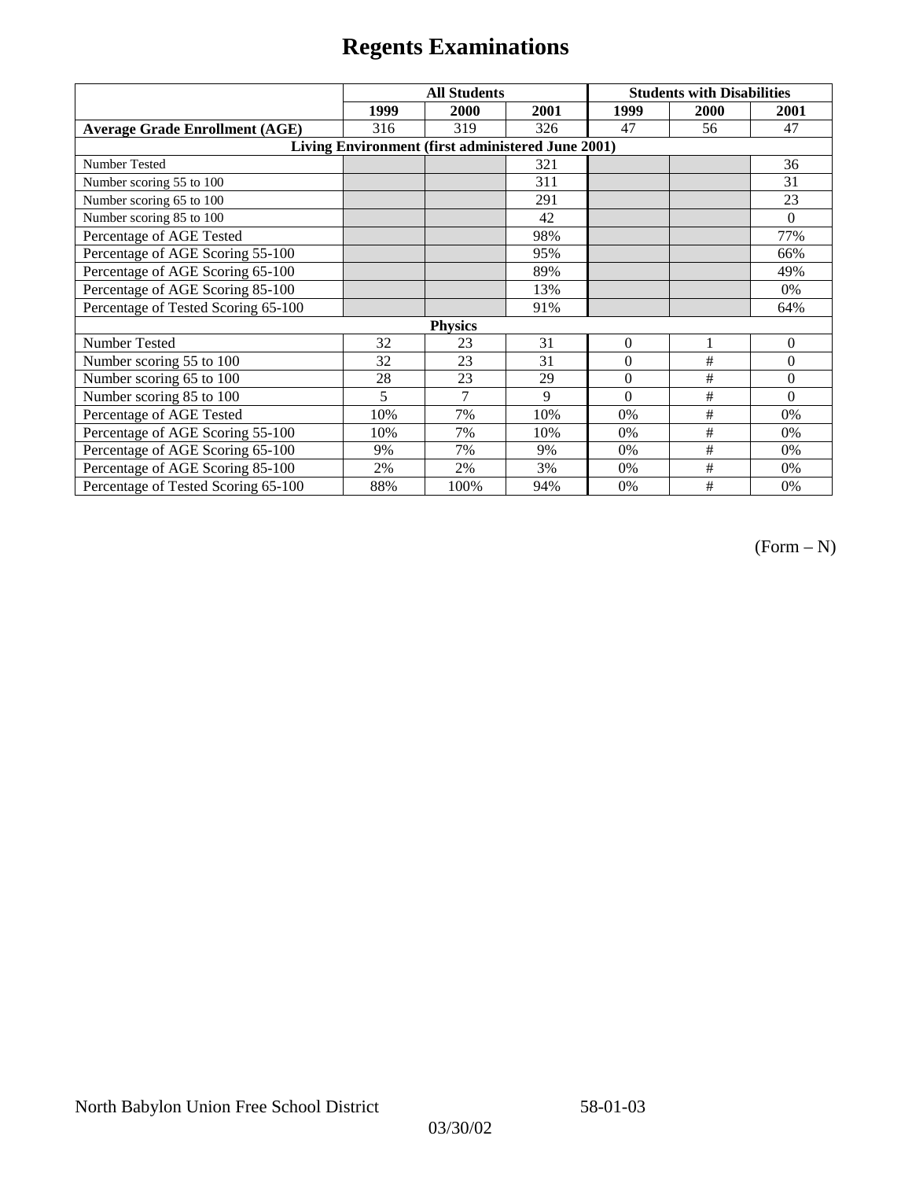# Regents Examinations

| | All Students | | | Students with Disabilities | | |
|---|---|---|---|---|---|---|
| | 1999 | 2000 | 2001 | 1999 | 2000 | 2001 |
| **Average Grade Enrollment (AGE)** | 316 | 319 | 326 | 47 | 56 | 47 |
| **Living Environment (first administered June 2001)** | | | | | | |
| Number Tested | | | 321 | | | 36 |
| Number scoring 55 to 100 | | | 311 | | | 31 |
| Number scoring 65 to 100 | | | 291 | | | 23 |
| Number scoring 85 to 100 | | | 42 | | | 0 |
| Percentage of AGE Tested | | | 98% | | | 77% |
| Percentage of AGE Scoring 55-100 | | | 95% | | | 66% |
| Percentage of AGE Scoring 65-100 | | | 89% | | | 49% |
| Percentage of AGE Scoring 85-100 | | | 13% | | | 0% |
| Percentage of Tested Scoring 65-100 | | | 91% | | | 64% |
| **Physics** | | | | | | |
| Number Tested | 32 | 23 | 31 | 0 | 1 | 0 |
| Number scoring 55 to 100 | 32 | 23 | 31 | 0 | # | 0 |
| Number scoring 65 to 100 | 28 | 23 | 29 | 0 | # | 0 |
| Number scoring 85 to 100 | 5 | 7 | 9 | 0 | # | 0 |
| Percentage of AGE Tested | 10% | 7% | 10% | 0% | # | 0% |
| Percentage of AGE Scoring 55-100 | 10% | 7% | 10% | 0% | # | 0% |
| Percentage of AGE Scoring 65-100 | 9% | 7% | 9% | 0% | # | 0% |
| Percentage of AGE Scoring 85-100 | 2% | 2% | 3% | 0% | # | 0% |
| Percentage of Tested Scoring 65-100 | 88% | 100% | 94% | 0% | # | 0% |

(Form – N)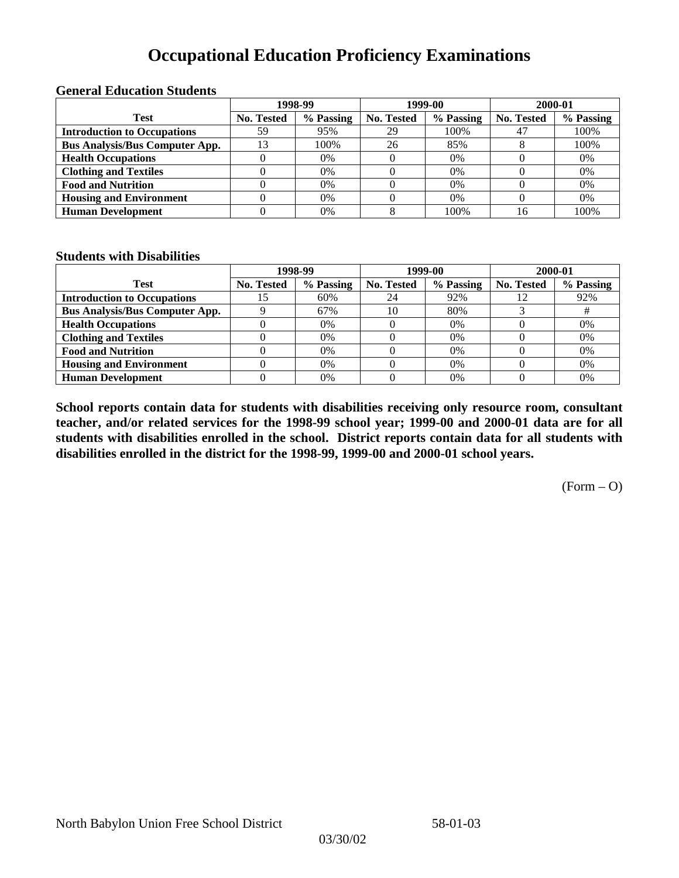# Occupational Education Proficiency Examinations

### General Education Students

| Test | 1998-99 | | 1999-00 | | 2000-01 | |
|---|---|---|---|---|---|---|
| | No. Tested | % Passing | No. Tested | % Passing | No. Tested | % Passing |
| **Introduction to Occupations** | 59 | 95% | 29 | 100% | 47 | 100% |
| **Bus Analysis/Bus Computer App.** | 13 | 100% | 26 | 85% | 8 | 100% |
| **Health Occupations** | 0 | 0% | 0 | 0% | 0 | 0% |
| **Clothing and Textiles** | 0 | 0% | 0 | 0% | 0 | 0% |
| **Food and Nutrition** | 0 | 0% | 0 | 0% | 0 | 0% |
| **Housing and Environment** | 0 | 0% | 0 | 0% | 0 | 0% |
| **Human Development** | 0 | 0% | 8 | 100% | 16 | 100% |

### Students with Disabilities

| Test | 1998-99 | | 1999-00 | | 2000-01 | |
|---|---|---|---|---|---|---|
| | No. Tested | % Passing | No. Tested | % Passing | No. Tested | % Passing |
| **Introduction to Occupations** | 15 | 60% | 24 | 92% | 12 | 92% |
| **Bus Analysis/Bus Computer App.** | 9 | 67% | 10 | 80% | 3 | # |
| **Health Occupations** | 0 | 0% | 0 | 0% | 0 | 0% |
| **Clothing and Textiles** | 0 | 0% | 0 | 0% | 0 | 0% |
| **Food and Nutrition** | 0 | 0% | 0 | 0% | 0 | 0% |
| **Housing and Environment** | 0 | 0% | 0 | 0% | 0 | 0% |
| **Human Development** | 0 | 0% | 0 | 0% | 0 | 0% |

**School reports contain data for students with disabilities receiving only resource room, consultant teacher, and/or related services for the 1998-99 school year; 1999-00 and 2000-01 data are for all students with disabilities enrolled in the school. District reports contain data for all students with disabilities enrolled in the district for the 1998-99, 1999-00 and 2000-01 school years.**

(Form – O)

North Babylon Union Free School District 58-01-03

03/30/02